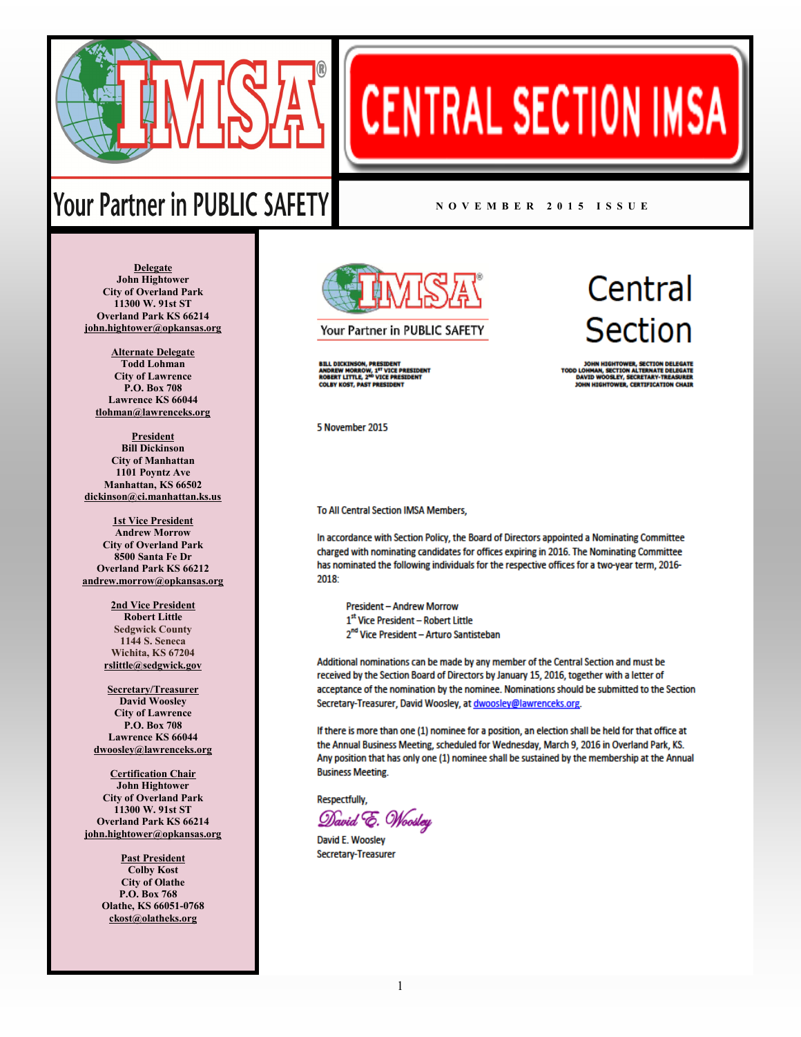# CENTRAL SECTION IMSA

Your Partner in PUBLIC SAFETY

NOVEMBER 2015 ISSUE

**Delegate**
John Hightower
City of Overland Park
11300 W. 91st ST
Overland Park KS 66214
john.hightower@opkansas.org

**Alternate Delegate**
Todd Lohman
City of Lawrence
P.O. Box 708
Lawrence KS 66044
tlohman@lawrenceks.org

**President**
Bill Dickinson
City of Manhattan
1101 Poyntz Ave
Manhattan, KS 66502
dickinson@ci.manhattan.ks.us

**1st Vice President**
Andrew Morrow
City of Overland Park
8500 Santa Fe Dr
Overland Park KS 66212
andrew.morrow@opkansas.org

**2nd Vice President**
Robert Little
Sedgwick County
1144 S. Seneca
Wichita, KS 67204
rslittle@sedgwick.gov

**Secretary/Treasurer**
David Woosley
City of Lawrence
P.O. Box 708
Lawrence KS 66044
dwoosley@lawrenceks.org

**Certification Chair**
John Hightower
City of Overland Park
11300 W. 91st ST
Overland Park KS 66214
john.hightower@opkansas.org

**Past President**
Colby Kost
City of Olathe
P.O. Box 768
Olathe, KS 66051-0768
ckost@olatheks.org

---

IMSA — Your Partner in PUBLIC SAFETY

## Central Section

BILL DICKINSON, PRESIDENT
ANDREW MORROW, 1ST VICE PRESIDENT
ROBERT LITTLE, 2ND VICE PRESIDENT
COLBY KOST, PAST PRESIDENT

JOHN HIGHTOWER, SECTION DELEGATE
TODD LOHMAN, SECTION ALTERNATE DELEGATE
DAVID WOOSLEY, SECRETARY-TREASURER
JOHN HIGHTOWER, CERTIFICATION CHAIR

5 November 2015

To All Central Section IMSA Members,

In accordance with Section Policy, the Board of Directors appointed a Nominating Committee charged with nominating candidates for offices expiring in 2016. The Nominating Committee has nominated the following individuals for the respective offices for a two-year term, 2016-2018:

President – Andrew Morrow
1st Vice President – Robert Little
2nd Vice President – Arturo Santisteban

Additional nominations can be made by any member of the Central Section and must be received by the Section Board of Directors by January 15, 2016, together with a letter of acceptance of the nomination by the nominee. Nominations should be submitted to the Section Secretary-Treasurer, David Woosley, at dwoosley@lawrenceks.org.

If there is more than one (1) nominee for a position, an election shall be held for that office at the Annual Business Meeting, scheduled for Wednesday, March 9, 2016 in Overland Park, KS. Any position that has only one (1) nominee shall be sustained by the membership at the Annual Business Meeting.

Respectfully,

*David E. Woosley*

David E. Woosley
Secretary-Treasurer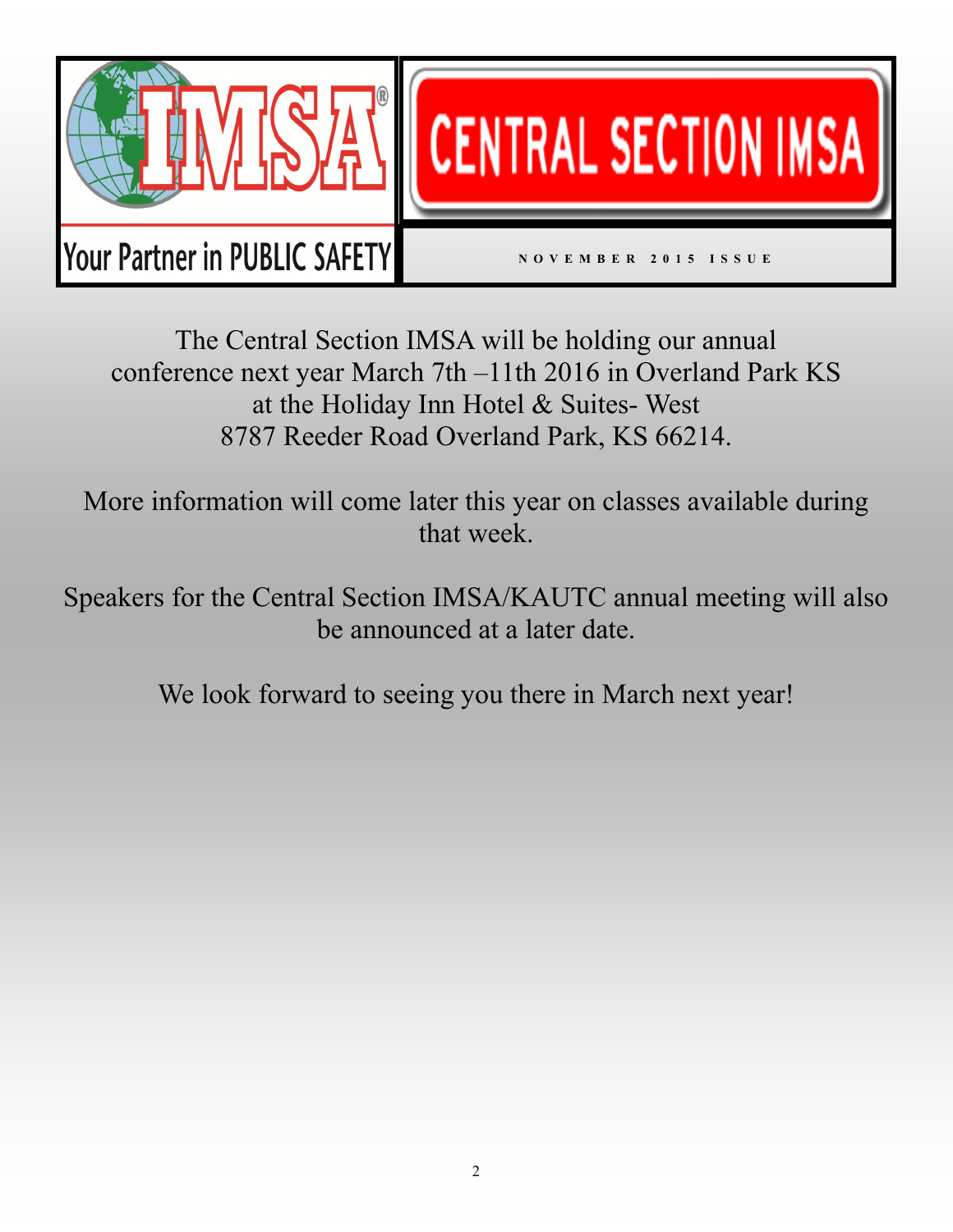# CENTRAL SECTION IMSA

Your Partner in PUBLIC SAFETY

NOVEMBER 2015 ISSUE

The Central Section IMSA will be holding our annual conference next year March 7th –11th 2016 in Overland Park KS at the Holiday Inn Hotel & Suites- West
8787 Reeder Road Overland Park, KS 66214.

More information will come later this year on classes available during that week.

Speakers for the Central Section IMSA/KAUTC annual meeting will also be announced at a later date.

We look forward to seeing you there in March next year!